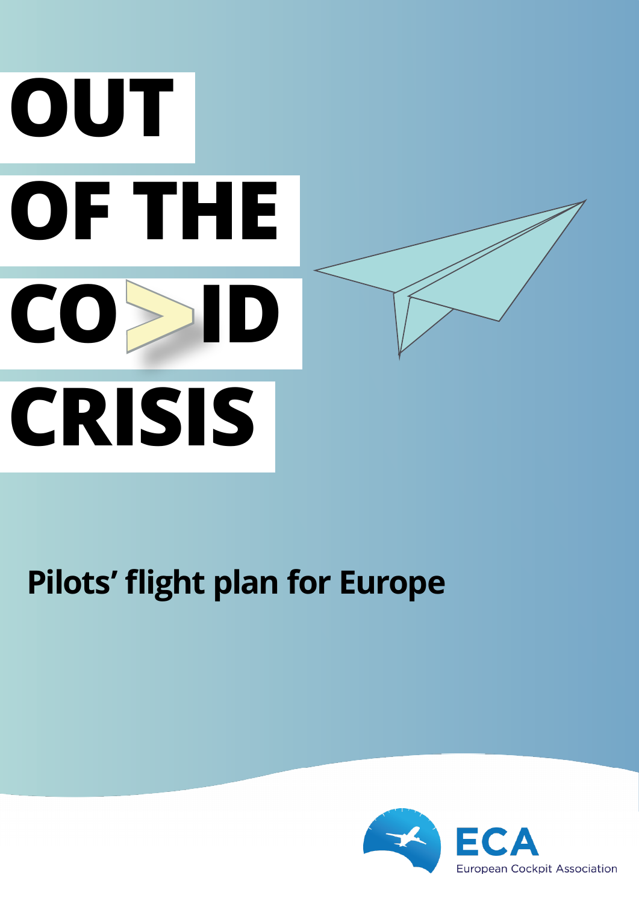# OUT OF THE COVID CRISIS

## Pilots' flight plan for Europe

ECA
European Cockpit Association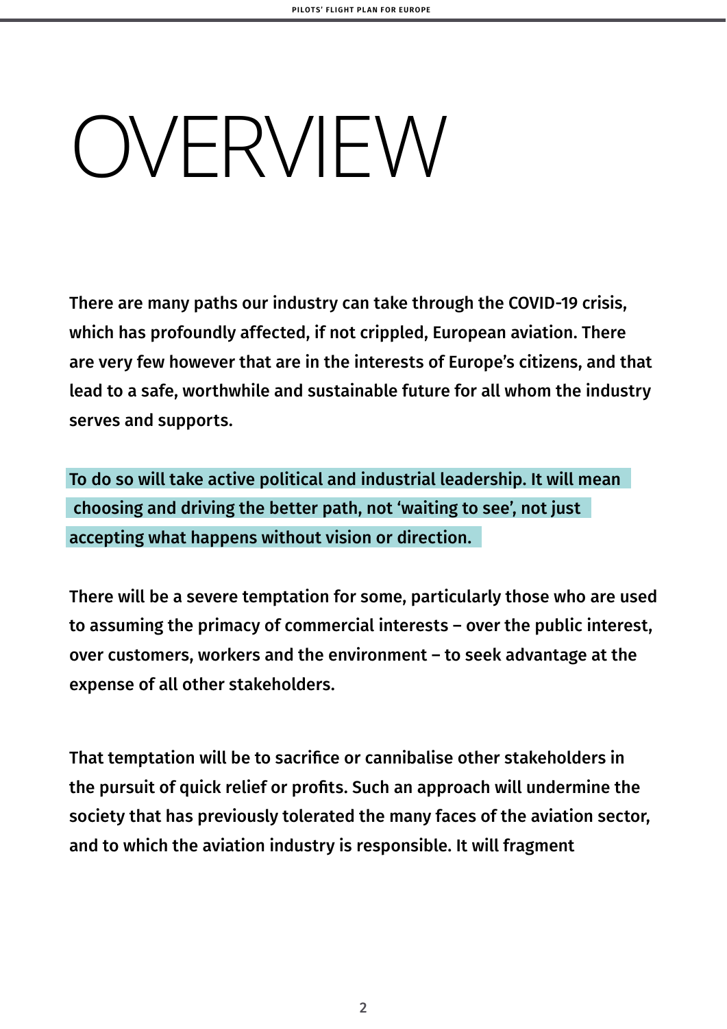# OVERVIEW

**There are many paths our industry can take through the COVID-19 crisis, which has profoundly affected, if not crippled, European aviation. There are very few however that are in the interests of Europe's citizens, and that lead to a safe, worthwhile and sustainable future for all whom the industry serves and supports.**

**To do so will take active political and industrial leadership. It will mean choosing and driving the better path, not 'waiting to see', not just accepting what happens without vision or direction.**

**There will be a severe temptation for some, particularly those who are used to assuming the primacy of commercial interests – over the public interest, over customers, workers and the environment – to seek advantage at the expense of all other stakeholders.**

**That temptation will be to sacrifice or cannibalise other stakeholders in the pursuit of quick relief or profits. Such an approach will undermine the society that has previously tolerated the many faces of the aviation sector, and to which the aviation industry is responsible. It will fragment**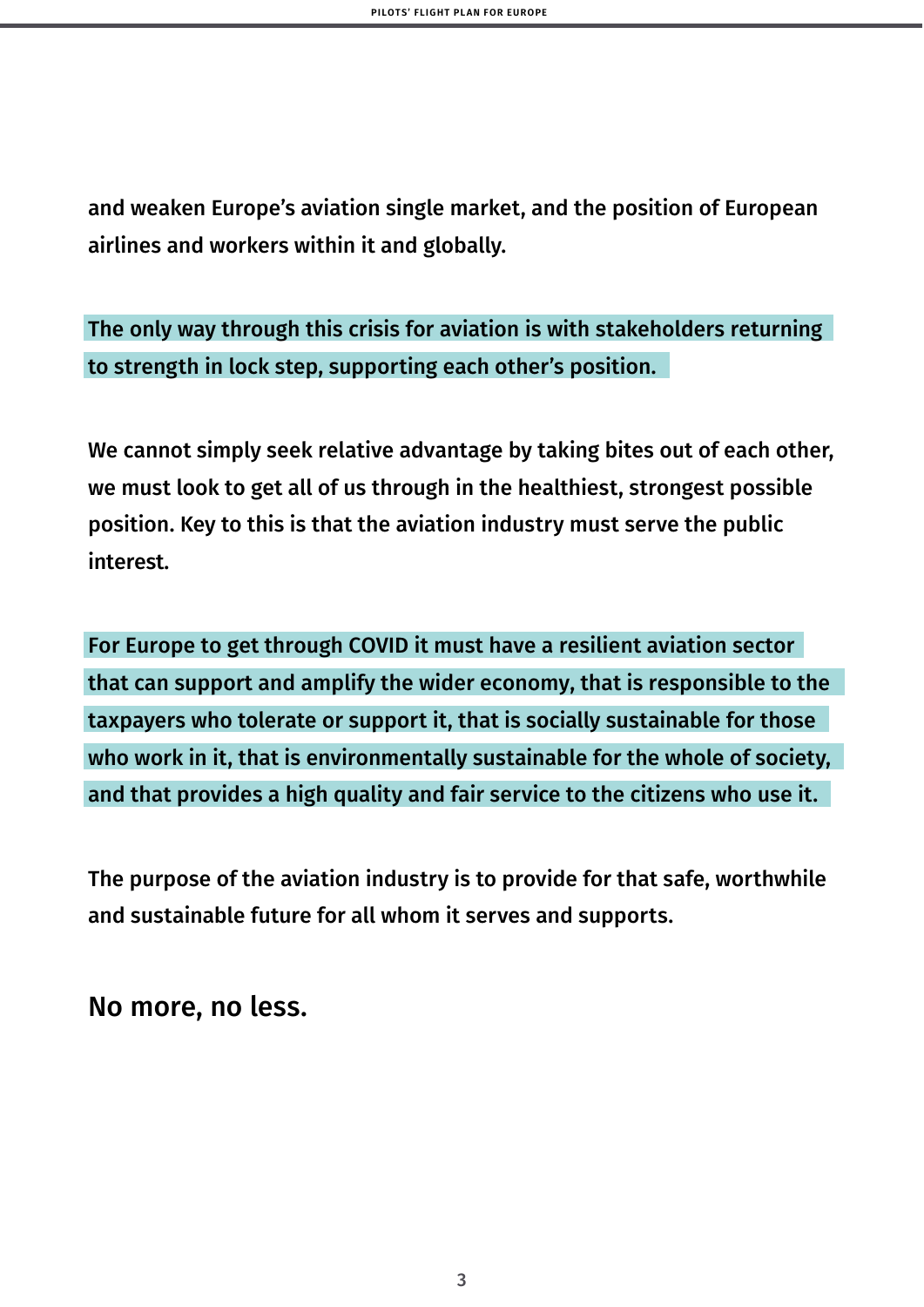and weaken Europe's aviation single market, and the position of European airlines and workers within it and globally.

**The only way through this crisis for aviation is with stakeholders returning to strength in lock step, supporting each other's position.**

We cannot simply seek relative advantage by taking bites out of each other, we must look to get all of us through in the healthiest, strongest possible position. Key to this is that the aviation industry must serve the public interest.

**For Europe to get through COVID it must have a resilient aviation sector that can support and amplify the wider economy, that is responsible to the taxpayers who tolerate or support it, that is socially sustainable for those who work in it, that is environmentally sustainable for the whole of society, and that provides a high quality and fair service to the citizens who use it.**

The purpose of the aviation industry is to provide for that safe, worthwhile and sustainable future for all whom it serves and supports.

No more, no less.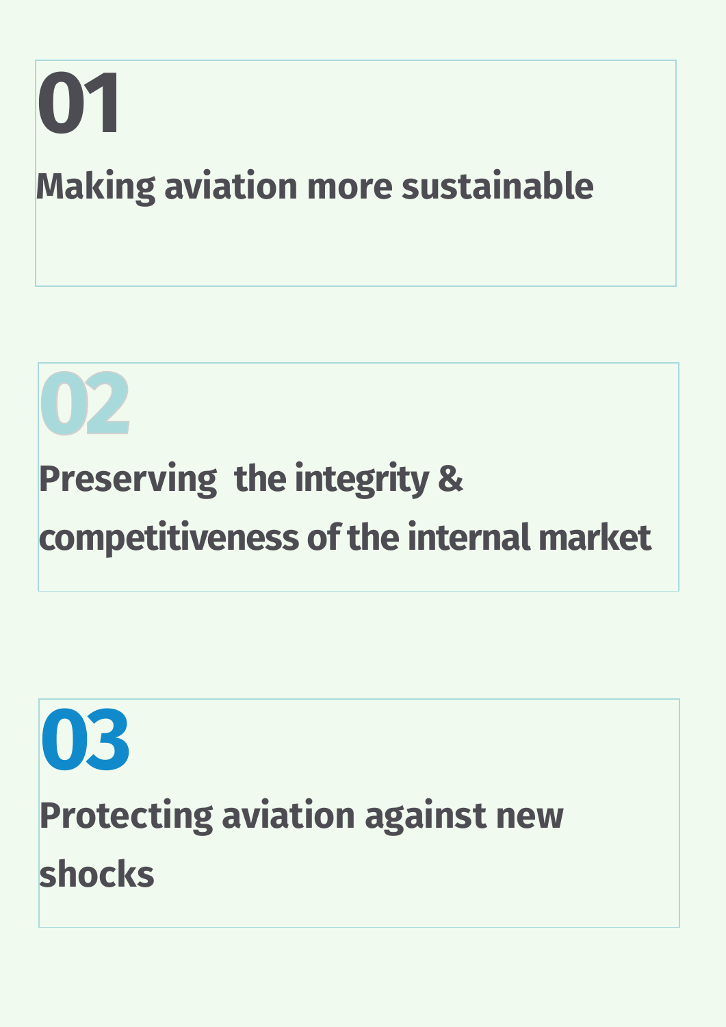## 01

**Making aviation more sustainable**

## 02

**Preserving the integrity & competitiveness of the internal market**

## 03

**Protecting aviation against new shocks**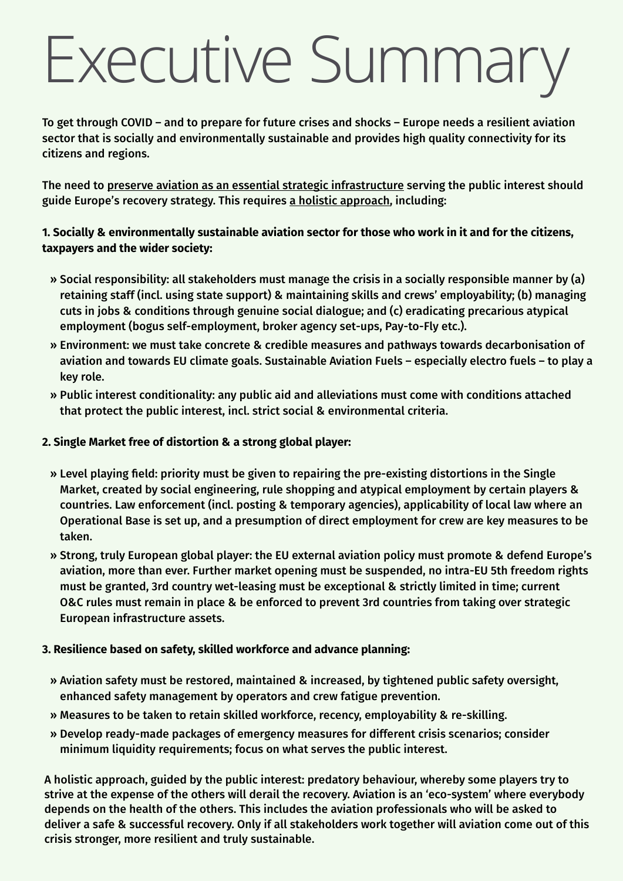# Executive Summary

**To get through COVID – and to prepare for future crises and shocks – Europe needs a resilient aviation sector that is socially and environmentally sustainable and provides high quality connectivity for its citizens and regions.**

**The need to <u>preserve aviation as an essential strategic infrastructure</u> serving the public interest should guide Europe's recovery strategy. This requires <u>a holistic approach</u>, including:**

**1. Socially & environmentally sustainable aviation sector for those who work in it and for the citizens, taxpayers and the wider society:**

- **Social responsibility: all stakeholders must manage the crisis in a socially responsible manner by (a) retaining staff (incl. using state support) & maintaining skills and crews' employability; (b) managing cuts in jobs & conditions through genuine social dialogue; and (c) eradicating precarious atypical employment (bogus self-employment, broker agency set-ups, Pay-to-Fly etc.).**
- **Environment: we must take concrete & credible measures and pathways towards decarbonisation of aviation and towards EU climate goals. Sustainable Aviation Fuels – especially electro fuels – to play a key role.**
- **Public interest conditionality: any public aid and alleviations must come with conditions attached that protect the public interest, incl. strict social & environmental criteria.**

**2. Single Market free of distortion & a strong global player:**

- **Level playing field: priority must be given to repairing the pre-existing distortions in the Single Market, created by social engineering, rule shopping and atypical employment by certain players & countries. Law enforcement (incl. posting & temporary agencies), applicability of local law where an Operational Base is set up, and a presumption of direct employment for crew are key measures to be taken.**
- **Strong, truly European global player: the EU external aviation policy must promote & defend Europe's aviation, more than ever. Further market opening must be suspended, no intra-EU 5th freedom rights must be granted, 3rd country wet-leasing must be exceptional & strictly limited in time; current O&C rules must remain in place & be enforced to prevent 3rd countries from taking over strategic European infrastructure assets.**

**3. Resilience based on safety, skilled workforce and advance planning:**

- **Aviation safety must be restored, maintained & increased, by tightened public safety oversight, enhanced safety management by operators and crew fatigue prevention.**
- **Measures to be taken to retain skilled workforce, recency, employability & re-skilling.**
- **Develop ready-made packages of emergency measures for different crisis scenarios; consider minimum liquidity requirements; focus on what serves the public interest.**

**A holistic approach, guided by the public interest: predatory behaviour, whereby some players try to strive at the expense of the others will derail the recovery. Aviation is an 'eco-system' where everybody depends on the health of the others. This includes the aviation professionals who will be asked to deliver a safe & successful recovery. Only if all stakeholders work together will aviation come out of this crisis stronger, more resilient and truly sustainable.**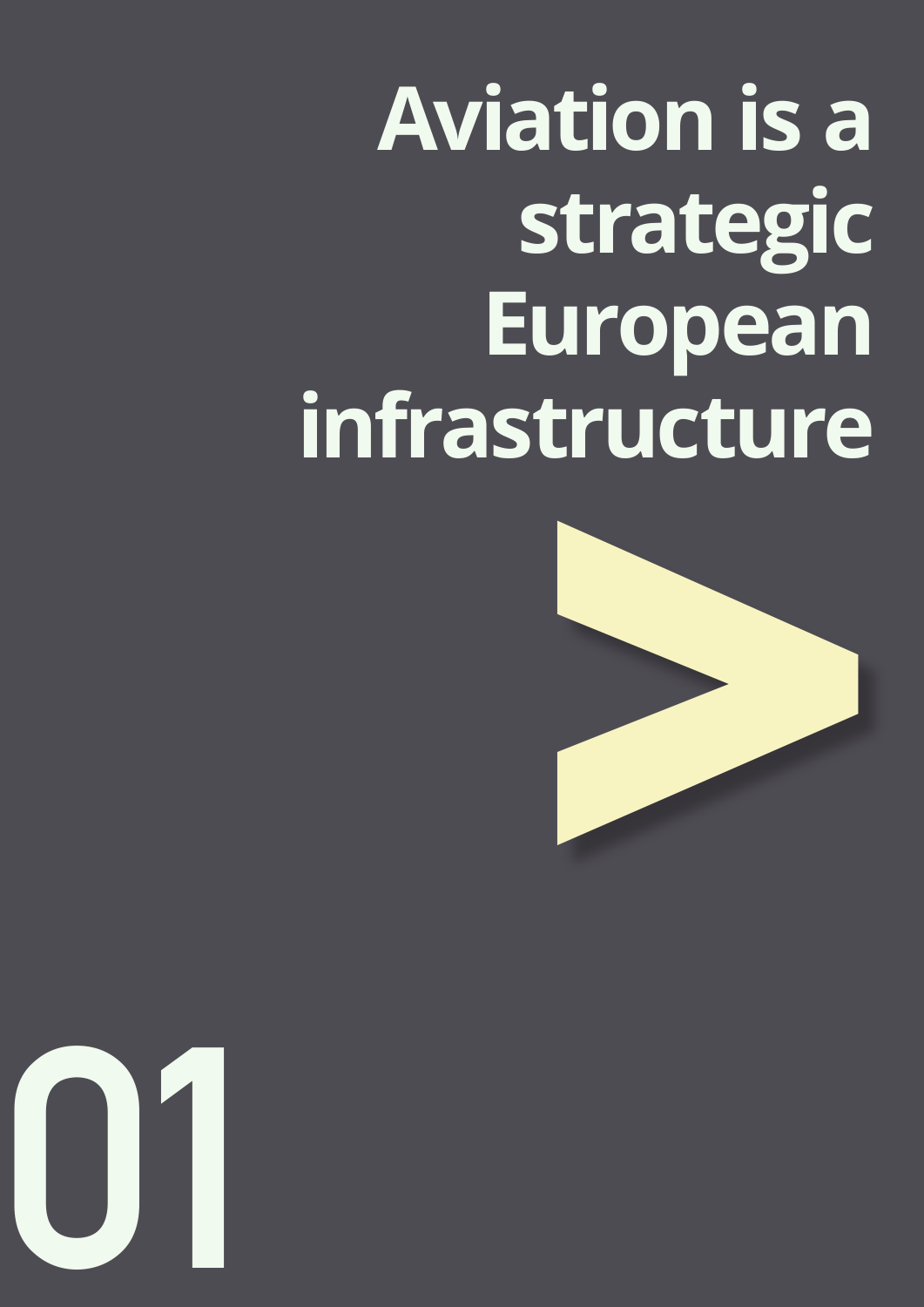# Aviation is a strategic European infrastructure

01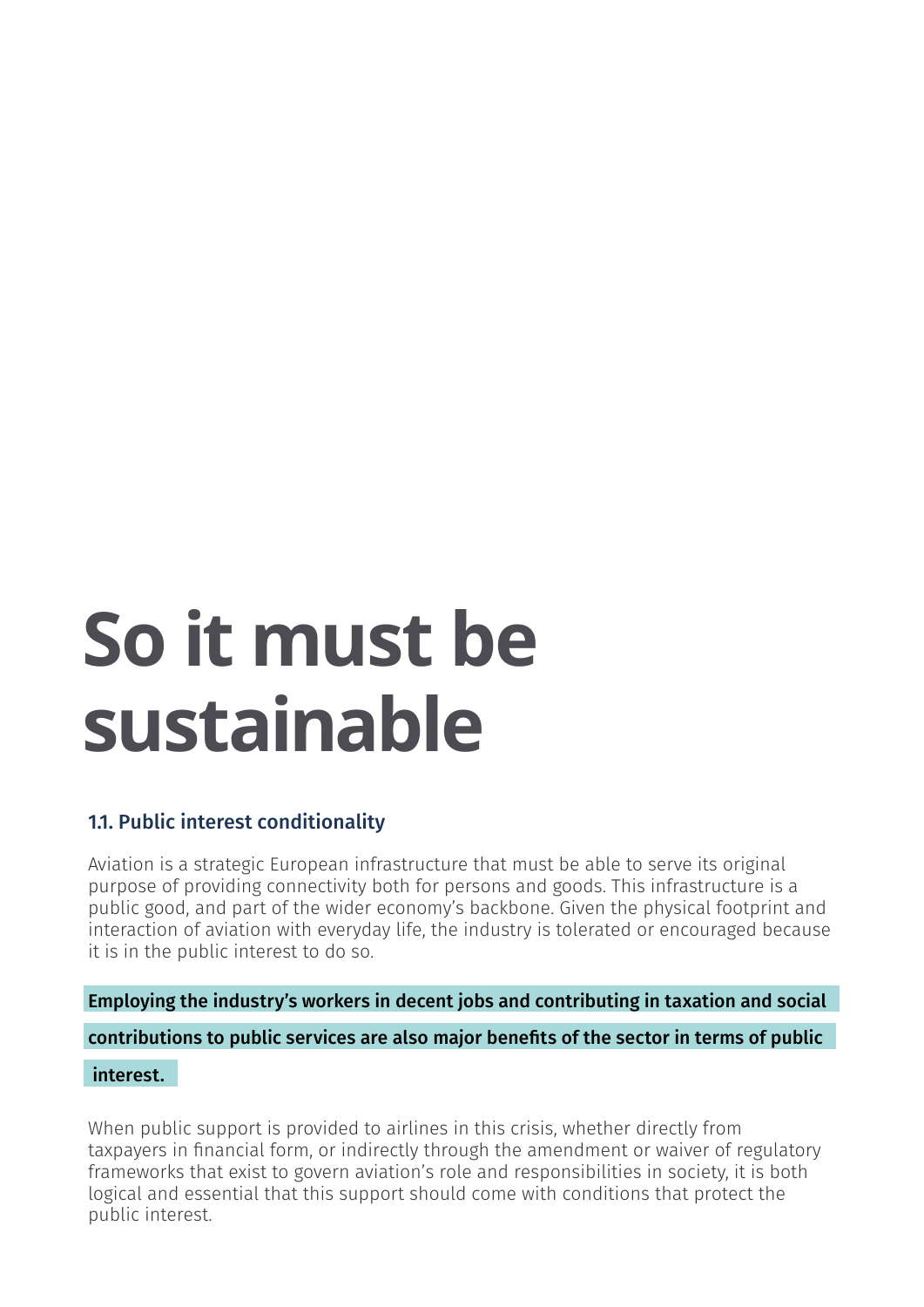# So it must be sustainable

### 1.1. Public interest conditionality

Aviation is a strategic European infrastructure that must be able to serve its original purpose of providing connectivity both for persons and goods. This infrastructure is a public good, and part of the wider economy's backbone. Given the physical footprint and interaction of aviation with everyday life, the industry is tolerated or encouraged because it is in the public interest to do so.

**Employing the industry's workers in decent jobs and contributing in taxation and social contributions to public services are also major benefits of the sector in terms of public interest.**

When public support is provided to airlines in this crisis, whether directly from taxpayers in financial form, or indirectly through the amendment or waiver of regulatory frameworks that exist to govern aviation's role and responsibilities in society, it is both logical and essential that this support should come with conditions that protect the public interest.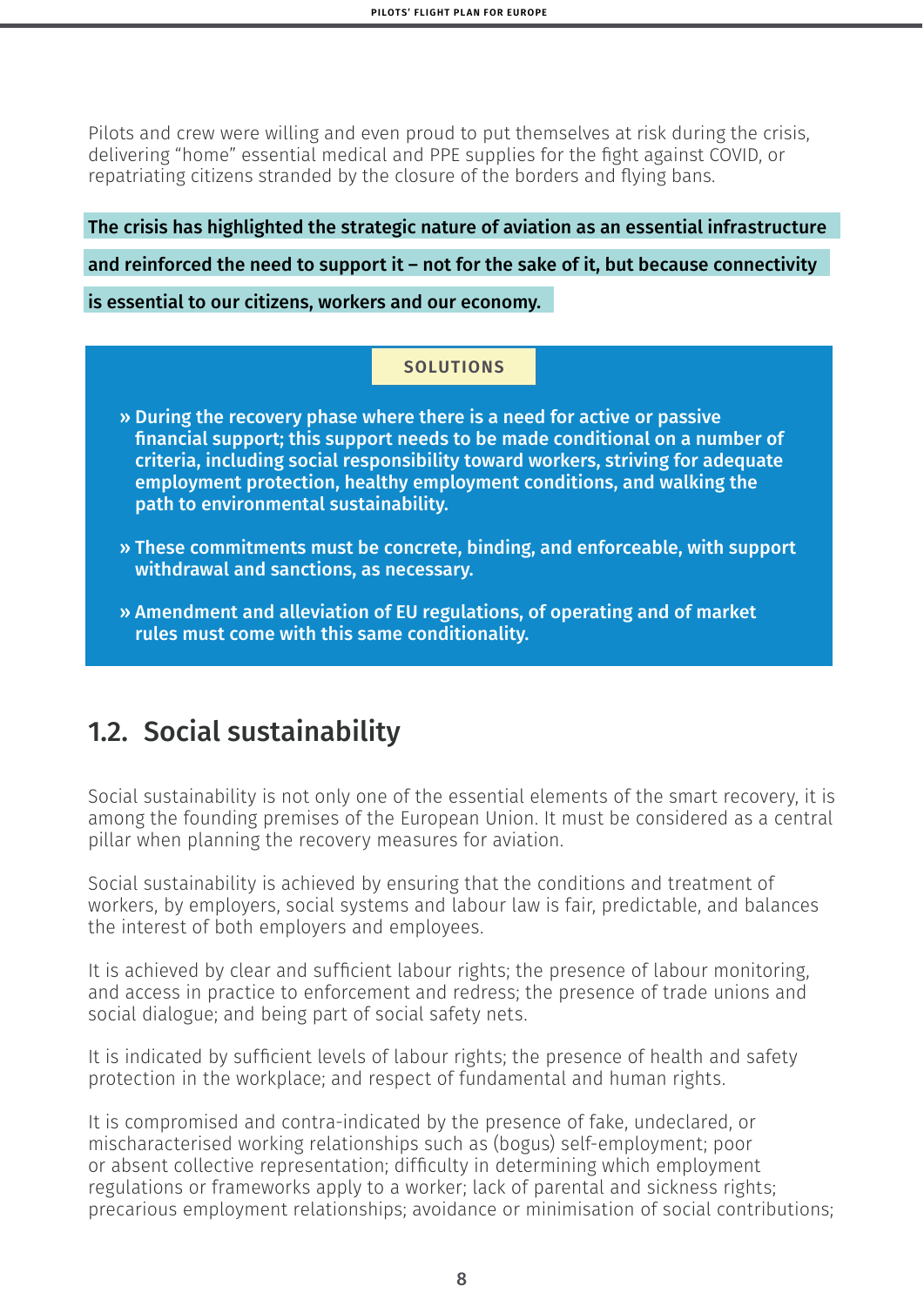Pilots and crew were willing and even proud to put themselves at risk during the crisis, delivering "home" essential medical and PPE supplies for the fight against COVID, or repatriating citizens stranded by the closure of the borders and flying bans.

**The crisis has highlighted the strategic nature of aviation as an essential infrastructure and reinforced the need to support it – not for the sake of it, but because connectivity is essential to our citizens, workers and our economy.**

**SOLUTIONS**

- **During the recovery phase where there is a need for active or passive financial support; this support needs to be made conditional on a number of criteria, including social responsibility toward workers, striving for adequate employment protection, healthy employment conditions, and walking the path to environmental sustainability.**
- **These commitments must be concrete, binding, and enforceable, with support withdrawal and sanctions, as necessary.**
- **Amendment and alleviation of EU regulations, of operating and of market rules must come with this same conditionality.**

## 1.2. Social sustainability

Social sustainability is not only one of the essential elements of the smart recovery, it is among the founding premises of the European Union. It must be considered as a central pillar when planning the recovery measures for aviation.

Social sustainability is achieved by ensuring that the conditions and treatment of workers, by employers, social systems and labour law is fair, predictable, and balances the interest of both employers and employees.

It is achieved by clear and sufficient labour rights; the presence of labour monitoring, and access in practice to enforcement and redress; the presence of trade unions and social dialogue; and being part of social safety nets.

It is indicated by sufficient levels of labour rights; the presence of health and safety protection in the workplace; and respect of fundamental and human rights.

It is compromised and contra-indicated by the presence of fake, undeclared, or mischaracterised working relationships such as (bogus) self-employment; poor or absent collective representation; difficulty in determining which employment regulations or frameworks apply to a worker; lack of parental and sickness rights; precarious employment relationships; avoidance or minimisation of social contributions;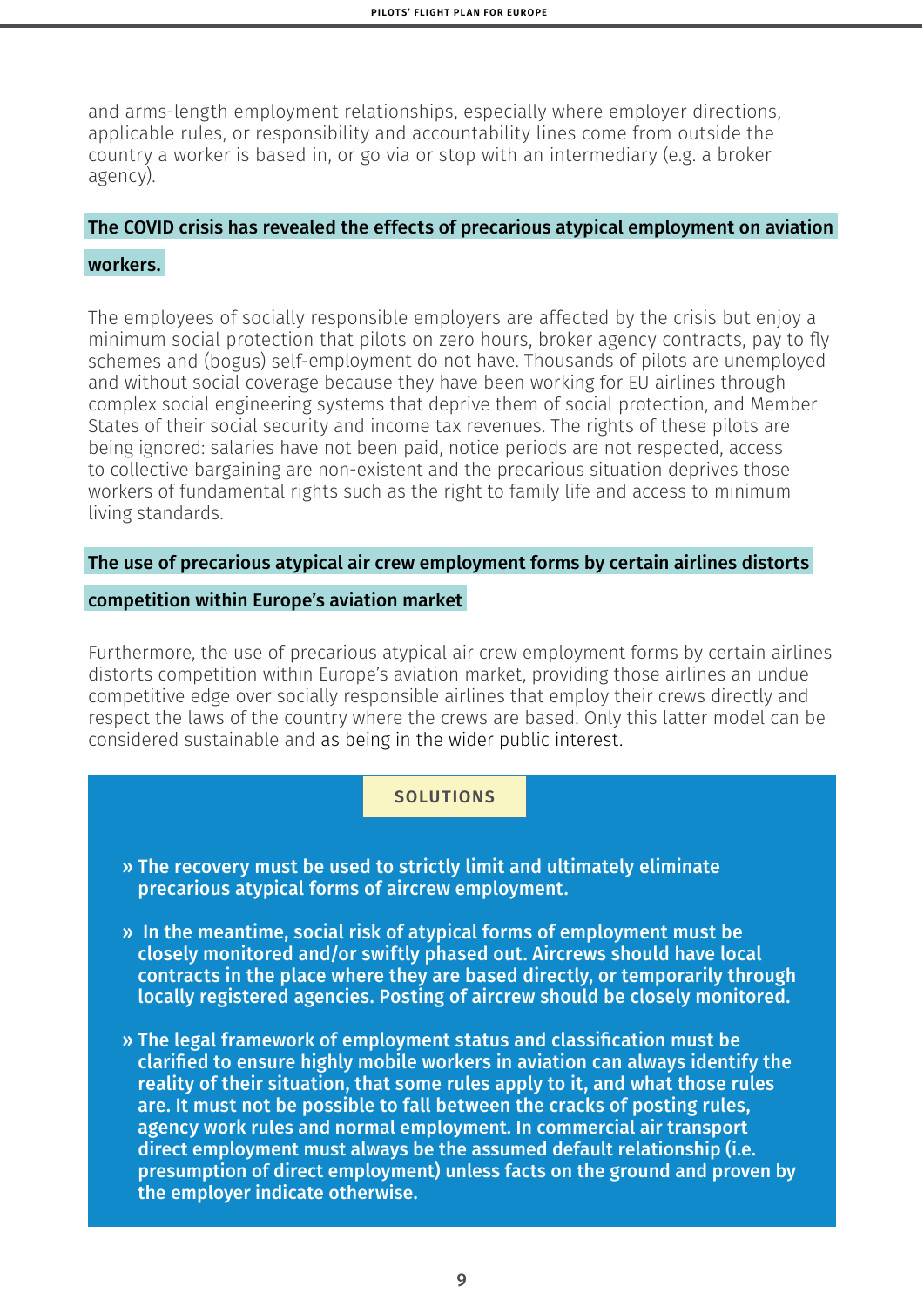and arms-length employment relationships, especially where employer directions, applicable rules, or responsibility and accountability lines come from outside the country a worker is based in, or go via or stop with an intermediary (e.g. a broker agency).

### The COVID crisis has revealed the effects of precarious atypical employment on aviation workers.

The employees of socially responsible employers are affected by the crisis but enjoy a minimum social protection that pilots on zero hours, broker agency contracts, pay to fly schemes and (bogus) self-employment do not have. Thousands of pilots are unemployed and without social coverage because they have been working for EU airlines through complex social engineering systems that deprive them of social protection, and Member States of their social security and income tax revenues. The rights of these pilots are being ignored: salaries have not been paid, notice periods are not respected, access to collective bargaining are non-existent and the precarious situation deprives those workers of fundamental rights such as the right to family life and access to minimum living standards.

### The use of precarious atypical air crew employment forms by certain airlines distorts competition within Europe's aviation market

Furthermore, the use of precarious atypical air crew employment forms by certain airlines distorts competition within Europe's aviation market, providing those airlines an undue competitive edge over socially responsible airlines that employ their crews directly and respect the laws of the country where the crews are based. Only this latter model can be considered sustainable and as being in the wider public interest.

#### SOLUTIONS

- **The recovery must be used to strictly limit and ultimately eliminate precarious atypical forms of aircrew employment.**
- **In the meantime, social risk of atypical forms of employment must be closely monitored and/or swiftly phased out. Aircrews should have local contracts in the place where they are based directly, or temporarily through locally registered agencies. Posting of aircrew should be closely monitored.**
- **The legal framework of employment status and classification must be clarified to ensure highly mobile workers in aviation can always identify the reality of their situation, that some rules apply to it, and what those rules are. It must not be possible to fall between the cracks of posting rules, agency work rules and normal employment. In commercial air transport direct employment must always be the assumed default relationship (i.e. presumption of direct employment) unless facts on the ground and proven by the employer indicate otherwise.**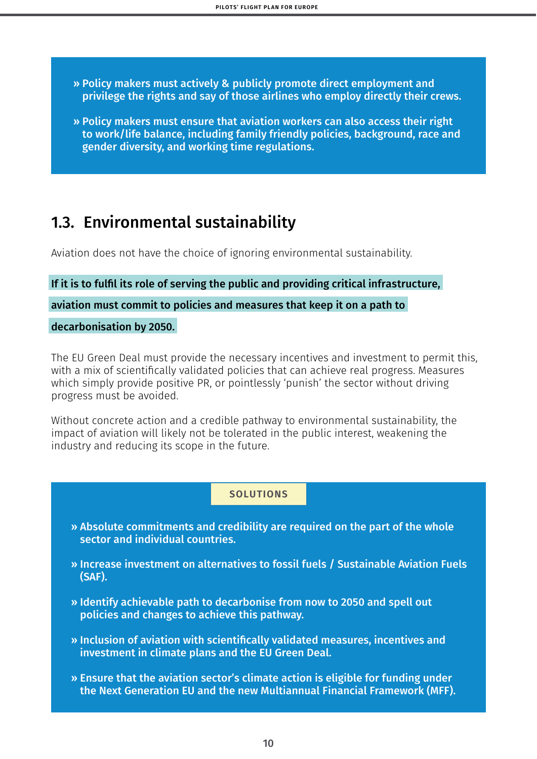- **Policy makers must actively & publicly promote direct employment and privilege the rights and say of those airlines who employ directly their crews.**
- **Policy makers must ensure that aviation workers can also access their right to work/life balance, including family friendly policies, background, race and gender diversity, and working time regulations.**

## 1.3. Environmental sustainability

Aviation does not have the choice of ignoring environmental sustainability.

**If it is to fulfil its role of serving the public and providing critical infrastructure, aviation must commit to policies and measures that keep it on a path to decarbonisation by 2050.**

The EU Green Deal must provide the necessary incentives and investment to permit this, with a mix of scientifically validated policies that can achieve real progress. Measures which simply provide positive PR, or pointlessly 'punish' the sector without driving progress must be avoided.

Without concrete action and a credible pathway to environmental sustainability, the impact of aviation will likely not be tolerated in the public interest, weakening the industry and reducing its scope in the future.

**SOLUTIONS**

- **Absolute commitments and credibility are required on the part of the whole sector and individual countries.**
- **Increase investment on alternatives to fossil fuels / Sustainable Aviation Fuels (SAF).**
- **Identify achievable path to decarbonise from now to 2050 and spell out policies and changes to achieve this pathway.**
- **Inclusion of aviation with scientifically validated measures, incentives and investment in climate plans and the EU Green Deal.**
- **Ensure that the aviation sector's climate action is eligible for funding under the Next Generation EU and the new Multiannual Financial Framework (MFF).**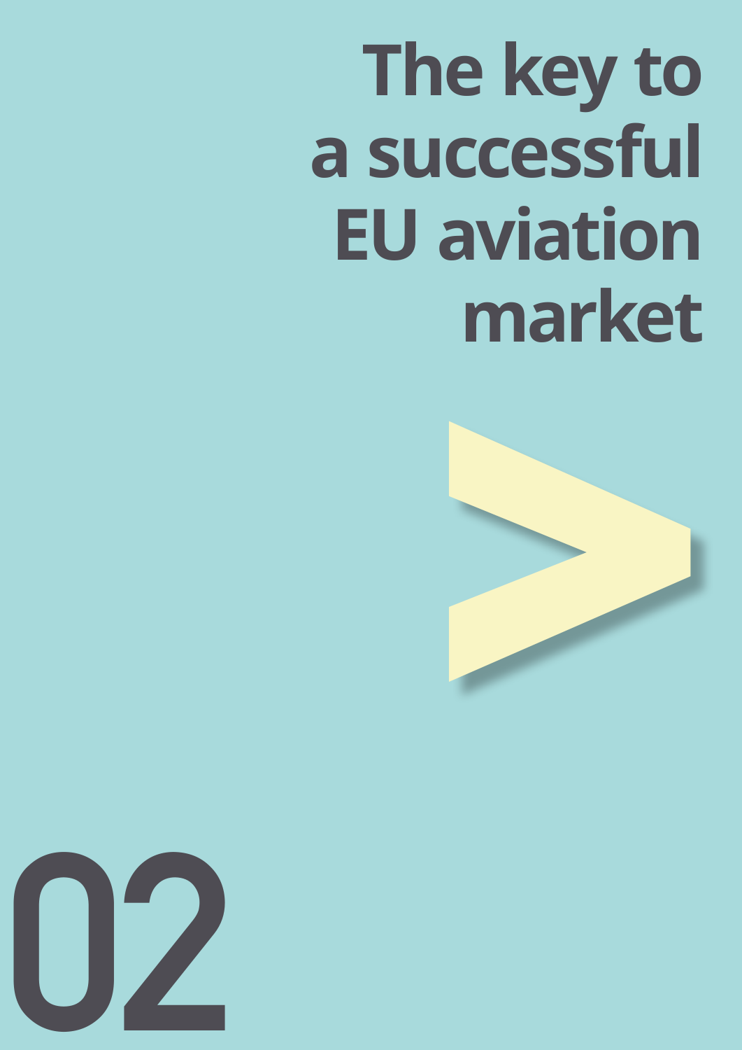# The key to a successful EU aviation market

02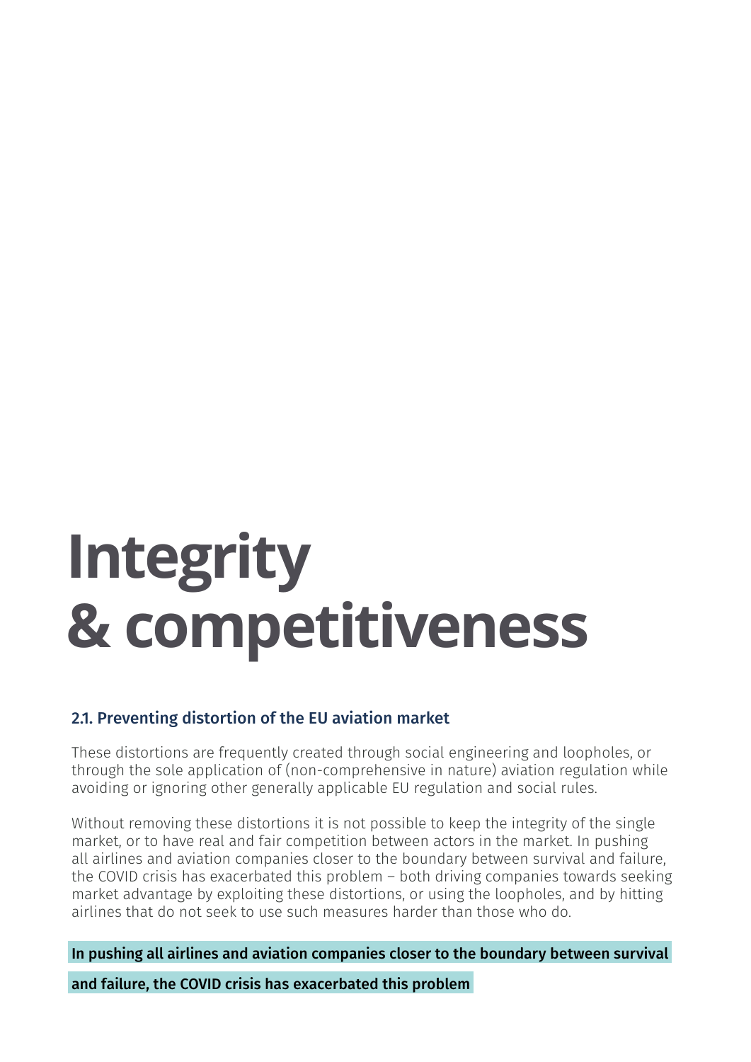# Integrity & competitiveness

### 2.1. Preventing distortion of the EU aviation market

These distortions are frequently created through social engineering and loopholes, or through the sole application of (non-comprehensive in nature) aviation regulation while avoiding or ignoring other generally applicable EU regulation and social rules.

Without removing these distortions it is not possible to keep the integrity of the single market, or to have real and fair competition between actors in the market. In pushing all airlines and aviation companies closer to the boundary between survival and failure, the COVID crisis has exacerbated this problem – both driving companies towards seeking market advantage by exploiting these distortions, or using the loopholes, and by hitting airlines that do not seek to use such measures harder than those who do.

**In pushing all airlines and aviation companies closer to the boundary between survival and failure, the COVID crisis has exacerbated this problem**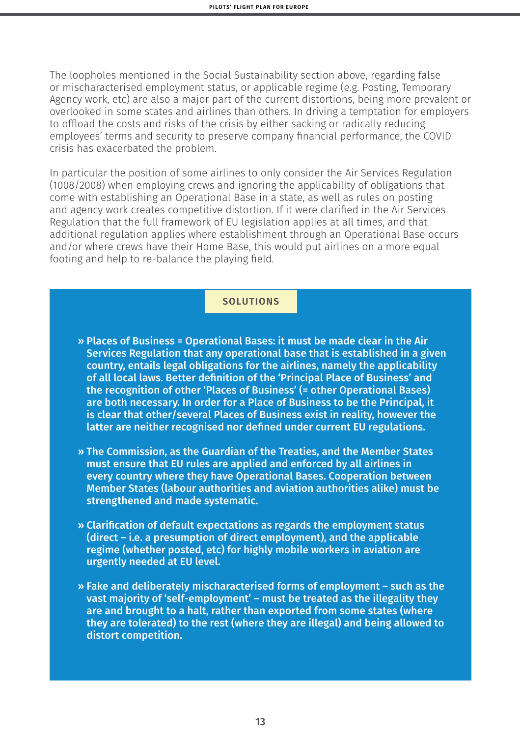The loopholes mentioned in the Social Sustainability section above, regarding false or mischaracterised employment status, or applicable regime (e.g. Posting, Temporary Agency work, etc) are also a major part of the current distortions, being more prevalent or overlooked in some states and airlines than others. In driving a temptation for employers to offload the costs and risks of the crisis by either sacking or radically reducing employees' terms and security to preserve company financial performance, the COVID crisis has exacerbated the problem.

In particular the position of some airlines to only consider the Air Services Regulation (1008/2008) when employing crews and ignoring the applicability of obligations that come with establishing an Operational Base in a state, as well as rules on posting and agency work creates competitive distortion. If it were clarified in the Air Services Regulation that the full framework of EU legislation applies at all times, and that additional regulation applies where establishment through an Operational Base occurs and/or where crews have their Home Base, this would put airlines on a more equal footing and help to re-balance the playing field.

## SOLUTIONS

- **Places of Business = Operational Bases: it must be made clear in the Air Services Regulation that any operational base that is established in a given country, entails legal obligations for the airlines, namely the applicability of all local laws. Better definition of the 'Principal Place of Business' and the recognition of other 'Places of Business' (= other Operational Bases) are both necessary. In order for a Place of Business to be the Principal, it is clear that other/several Places of Business exist in reality, however the latter are neither recognised nor defined under current EU regulations.**

- **The Commission, as the Guardian of the Treaties, and the Member States must ensure that EU rules are applied and enforced by all airlines in every country where they have Operational Bases. Cooperation between Member States (labour authorities and aviation authorities alike) must be strengthened and made systematic.**

- **Clarification of default expectations as regards the employment status (direct – i.e. a presumption of direct employment), and the applicable regime (whether posted, etc) for highly mobile workers in aviation are urgently needed at EU level.**

- **Fake and deliberately mischaracterised forms of employment – such as the vast majority of 'self-employment' – must be treated as the illegality they are and brought to a halt, rather than exported from some states (where they are tolerated) to the rest (where they are illegal) and being allowed to distort competition.**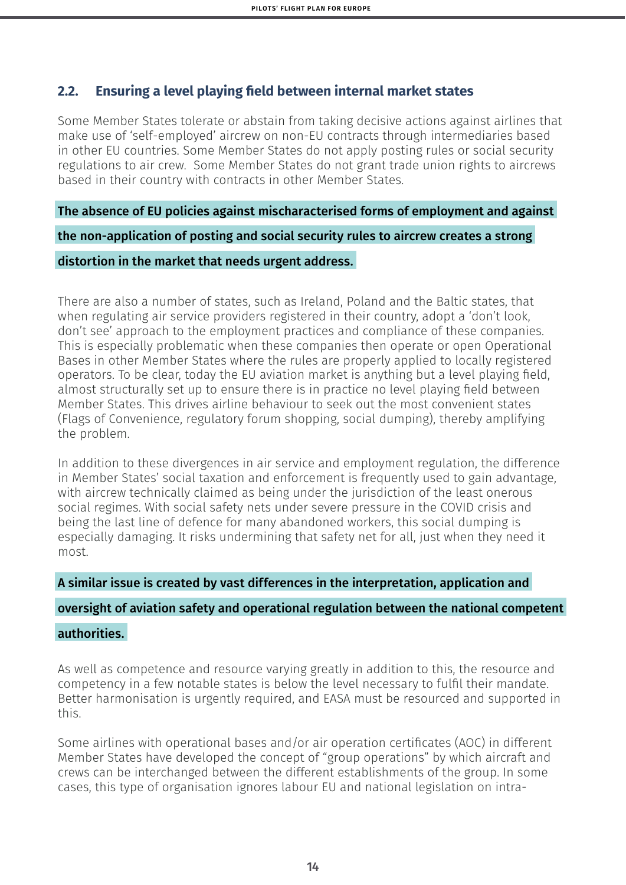## 2.2. Ensuring a level playing field between internal market states

Some Member States tolerate or abstain from taking decisive actions against airlines that make use of 'self-employed' aircrew on non-EU contracts through intermediaries based in other EU countries. Some Member States do not apply posting rules or social security regulations to air crew. Some Member States do not grant trade union rights to aircrews based in their country with contracts in other Member States.

**The absence of EU policies against mischaracterised forms of employment and against the non-application of posting and social security rules to aircrew creates a strong distortion in the market that needs urgent address.**

There are also a number of states, such as Ireland, Poland and the Baltic states, that when regulating air service providers registered in their country, adopt a 'don't look, don't see' approach to the employment practices and compliance of these companies. This is especially problematic when these companies then operate or open Operational Bases in other Member States where the rules are properly applied to locally registered operators. To be clear, today the EU aviation market is anything but a level playing field, almost structurally set up to ensure there is in practice no level playing field between Member States. This drives airline behaviour to seek out the most convenient states (Flags of Convenience, regulatory forum shopping, social dumping), thereby amplifying the problem.

In addition to these divergences in air service and employment regulation, the difference in Member States' social taxation and enforcement is frequently used to gain advantage, with aircrew technically claimed as being under the jurisdiction of the least onerous social regimes. With social safety nets under severe pressure in the COVID crisis and being the last line of defence for many abandoned workers, this social dumping is especially damaging. It risks undermining that safety net for all, just when they need it most.

**A similar issue is created by vast differences in the interpretation, application and oversight of aviation safety and operational regulation between the national competent authorities.**

As well as competence and resource varying greatly in addition to this, the resource and competency in a few notable states is below the level necessary to fulfil their mandate. Better harmonisation is urgently required, and EASA must be resourced and supported in this.

Some airlines with operational bases and/or air operation certificates (AOC) in different Member States have developed the concept of "group operations" by which aircraft and crews can be interchanged between the different establishments of the group. In some cases, this type of organisation ignores labour EU and national legislation on intra-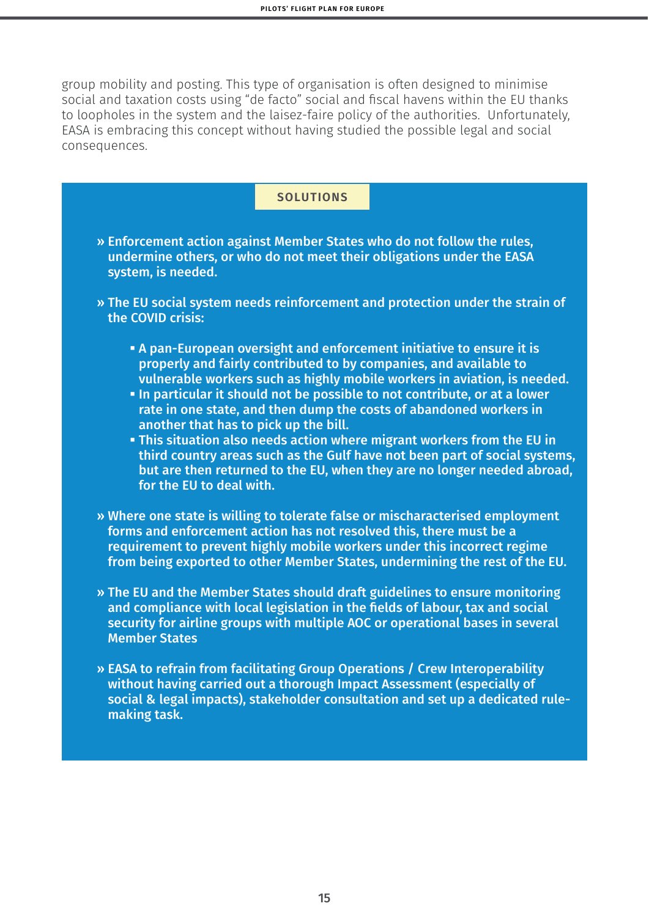group mobility and posting. This type of organisation is often designed to minimise social and taxation costs using “de facto” social and fiscal havens within the EU thanks to loopholes in the system and the laisez-faire policy of the authorities. Unfortunately, EASA is embracing this concept without having studied the possible legal and social consequences.

## SOLUTIONS

- **Enforcement action against Member States who do not follow the rules, undermine others, or who do not meet their obligations under the EASA system, is needed.**
- **The EU social system needs reinforcement and protection under the strain of the COVID crisis:**
  - **A pan-European oversight and enforcement initiative to ensure it is properly and fairly contributed to by companies, and available to vulnerable workers such as highly mobile workers in aviation, is needed.**
  - **In particular it should not be possible to not contribute, or at a lower rate in one state, and then dump the costs of abandoned workers in another that has to pick up the bill.**
  - **This situation also needs action where migrant workers from the EU in third country areas such as the Gulf have not been part of social systems, but are then returned to the EU, when they are no longer needed abroad, for the EU to deal with.**
- **Where one state is willing to tolerate false or mischaracterised employment forms and enforcement action has not resolved this, there must be a requirement to prevent highly mobile workers under this incorrect regime from being exported to other Member States, undermining the rest of the EU.**
- **The EU and the Member States should draft guidelines to ensure monitoring and compliance with local legislation in the fields of labour, tax and social security for airline groups with multiple AOC or operational bases in several Member States**
- **EASA to refrain from facilitating Group Operations / Crew Interoperability without having carried out a thorough Impact Assessment (especially of social & legal impacts), stakeholder consultation and set up a dedicated rule-making task.**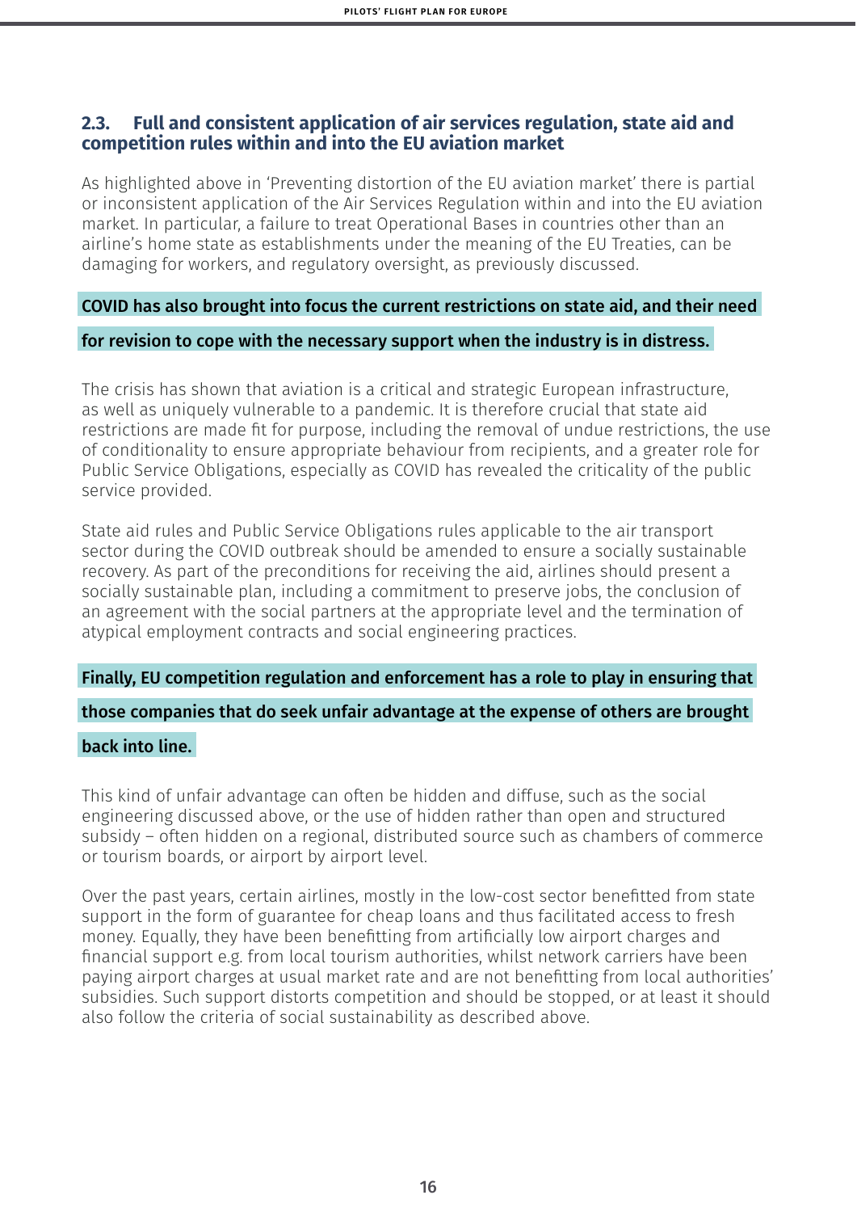## 2.3. Full and consistent application of air services regulation, state aid and competition rules within and into the EU aviation market

As highlighted above in 'Preventing distortion of the EU aviation market' there is partial or inconsistent application of the Air Services Regulation within and into the EU aviation market. In particular, a failure to treat Operational Bases in countries other than an airline's home state as establishments under the meaning of the EU Treaties, can be damaging for workers, and regulatory oversight, as previously discussed.

**COVID has also brought into focus the current restrictions on state aid, and their need for revision to cope with the necessary support when the industry is in distress.**

The crisis has shown that aviation is a critical and strategic European infrastructure, as well as uniquely vulnerable to a pandemic. It is therefore crucial that state aid restrictions are made fit for purpose, including the removal of undue restrictions, the use of conditionality to ensure appropriate behaviour from recipients, and a greater role for Public Service Obligations, especially as COVID has revealed the criticality of the public service provided.

State aid rules and Public Service Obligations rules applicable to the air transport sector during the COVID outbreak should be amended to ensure a socially sustainable recovery. As part of the preconditions for receiving the aid, airlines should present a socially sustainable plan, including a commitment to preserve jobs, the conclusion of an agreement with the social partners at the appropriate level and the termination of atypical employment contracts and social engineering practices.

**Finally, EU competition regulation and enforcement has a role to play in ensuring that those companies that do seek unfair advantage at the expense of others are brought back into line.**

This kind of unfair advantage can often be hidden and diffuse, such as the social engineering discussed above, or the use of hidden rather than open and structured subsidy – often hidden on a regional, distributed source such as chambers of commerce or tourism boards, or airport by airport level.

Over the past years, certain airlines, mostly in the low-cost sector benefitted from state support in the form of guarantee for cheap loans and thus facilitated access to fresh money. Equally, they have been benefitting from artificially low airport charges and financial support e.g. from local tourism authorities, whilst network carriers have been paying airport charges at usual market rate and are not benefitting from local authorities' subsidies. Such support distorts competition and should be stopped, or at least it should also follow the criteria of social sustainability as described above.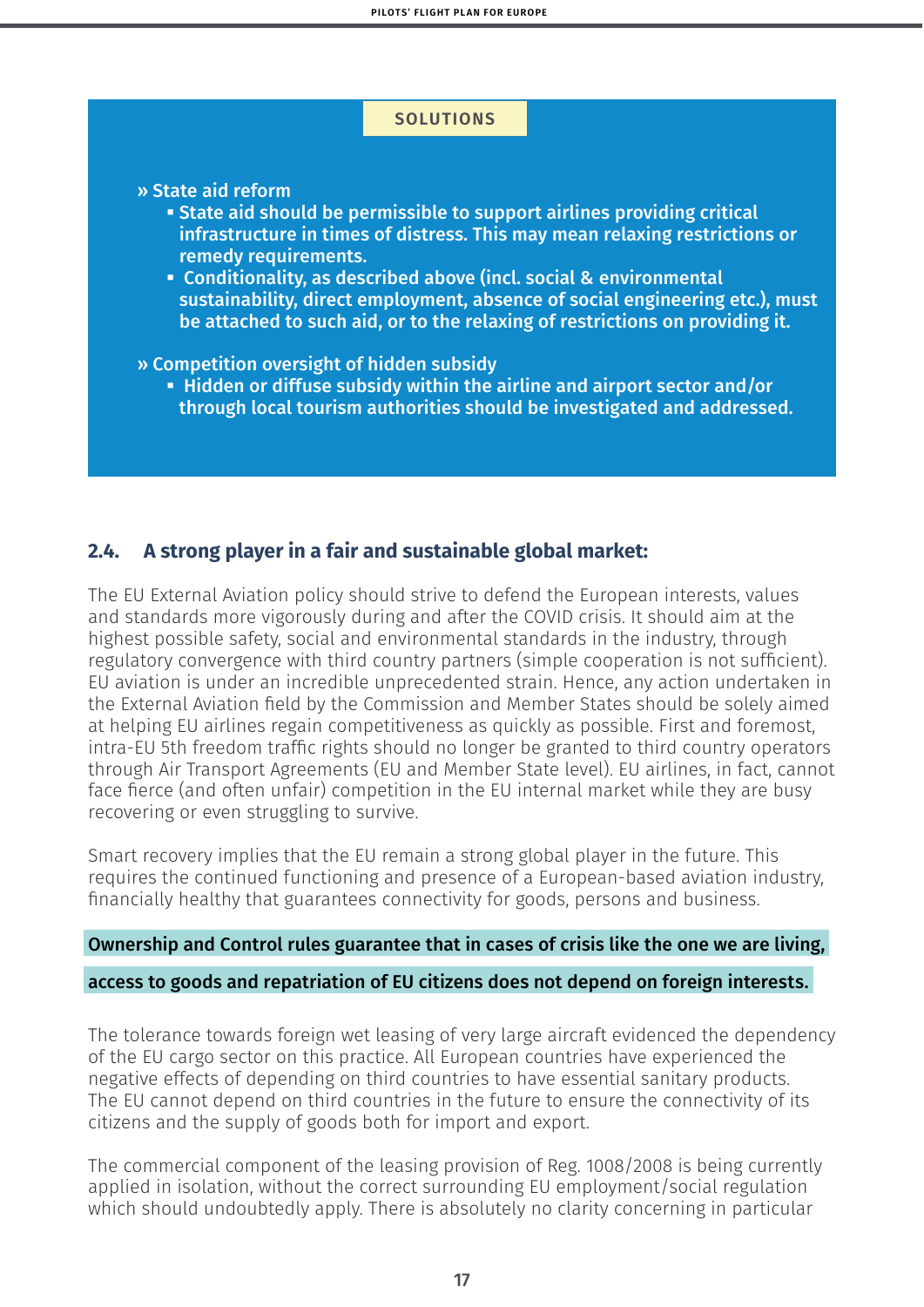**SOLUTIONS**

- **» State aid reform**
  - **State aid should be permissible to support airlines providing critical infrastructure in times of distress. This may mean relaxing restrictions or remedy requirements.**
  - **Conditionality, as described above (incl. social & environmental sustainability, direct employment, absence of social engineering etc.), must be attached to such aid, or to the relaxing of restrictions on providing it.**
- **» Competition oversight of hidden subsidy**
  - **Hidden or diffuse subsidy within the airline and airport sector and/or through local tourism authorities should be investigated and addressed.**

## 2.4. A strong player in a fair and sustainable global market:

The EU External Aviation policy should strive to defend the European interests, values and standards more vigorously during and after the COVID crisis. It should aim at the highest possible safety, social and environmental standards in the industry, through regulatory convergence with third country partners (simple cooperation is not sufficient). EU aviation is under an incredible unprecedented strain. Hence, any action undertaken in the External Aviation field by the Commission and Member States should be solely aimed at helping EU airlines regain competitiveness as quickly as possible. First and foremost, intra-EU 5th freedom traffic rights should no longer be granted to third country operators through Air Transport Agreements (EU and Member State level). EU airlines, in fact, cannot face fierce (and often unfair) competition in the EU internal market while they are busy recovering or even struggling to survive.

Smart recovery implies that the EU remain a strong global player in the future. This requires the continued functioning and presence of a European-based aviation industry, financially healthy that guarantees connectivity for goods, persons and business.

**Ownership and Control rules guarantee that in cases of crisis like the one we are living, access to goods and repatriation of EU citizens does not depend on foreign interests.**

The tolerance towards foreign wet leasing of very large aircraft evidenced the dependency of the EU cargo sector on this practice. All European countries have experienced the negative effects of depending on third countries to have essential sanitary products. The EU cannot depend on third countries in the future to ensure the connectivity of its citizens and the supply of goods both for import and export.

The commercial component of the leasing provision of Reg. 1008/2008 is being currently applied in isolation, without the correct surrounding EU employment/social regulation which should undoubtedly apply. There is absolutely no clarity concerning in particular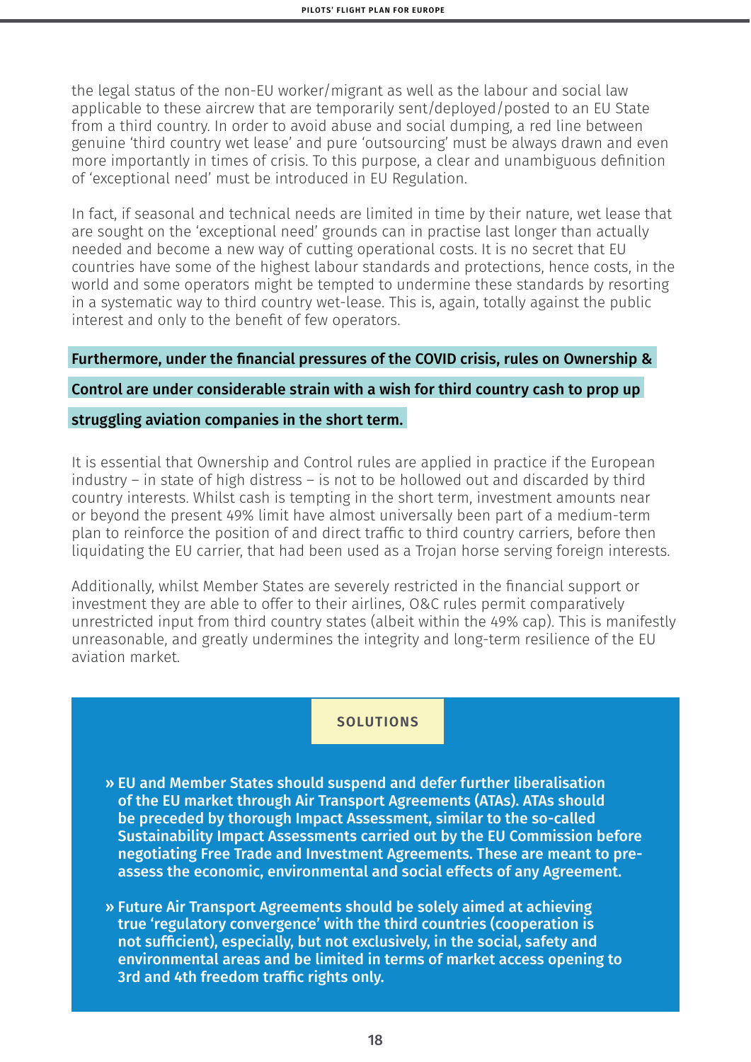the legal status of the non-EU worker/migrant as well as the labour and social law applicable to these aircrew that are temporarily sent/deployed/posted to an EU State from a third country. In order to avoid abuse and social dumping, a red line between genuine 'third country wet lease' and pure 'outsourcing' must be always drawn and even more importantly in times of crisis. To this purpose, a clear and unambiguous definition of 'exceptional need' must be introduced in EU Regulation.

In fact, if seasonal and technical needs are limited in time by their nature, wet lease that are sought on the 'exceptional need' grounds can in practise last longer than actually needed and become a new way of cutting operational costs. It is no secret that EU countries have some of the highest labour standards and protections, hence costs, in the world and some operators might be tempted to undermine these standards by resorting in a systematic way to third country wet-lease. This is, again, totally against the public interest and only to the benefit of few operators.

**Furthermore, under the financial pressures of the COVID crisis, rules on Ownership & Control are under considerable strain with a wish for third country cash to prop up struggling aviation companies in the short term.**

It is essential that Ownership and Control rules are applied in practice if the European industry – in state of high distress – is not to be hollowed out and discarded by third country interests. Whilst cash is tempting in the short term, investment amounts near or beyond the present 49% limit have almost universally been part of a medium-term plan to reinforce the position of and direct traffic to third country carriers, before then liquidating the EU carrier, that had been used as a Trojan horse serving foreign interests.

Additionally, whilst Member States are severely restricted in the financial support or investment they are able to offer to their airlines, O&C rules permit comparatively unrestricted input from third country states (albeit within the 49% cap). This is manifestly unreasonable, and greatly undermines the integrity and long-term resilience of the EU aviation market.

### SOLUTIONS

- **EU and Member States should suspend and defer further liberalisation of the EU market through Air Transport Agreements (ATAs). ATAs should be preceded by thorough Impact Assessment, similar to the so-called Sustainability Impact Assessments carried out by the EU Commission before negotiating Free Trade and Investment Agreements. These are meant to pre-assess the economic, environmental and social effects of any Agreement.**
- **Future Air Transport Agreements should be solely aimed at achieving true 'regulatory convergence' with the third countries (cooperation is not sufficient), especially, but not exclusively, in the social, safety and environmental areas and be limited in terms of market access opening to 3rd and 4th freedom traffic rights only.**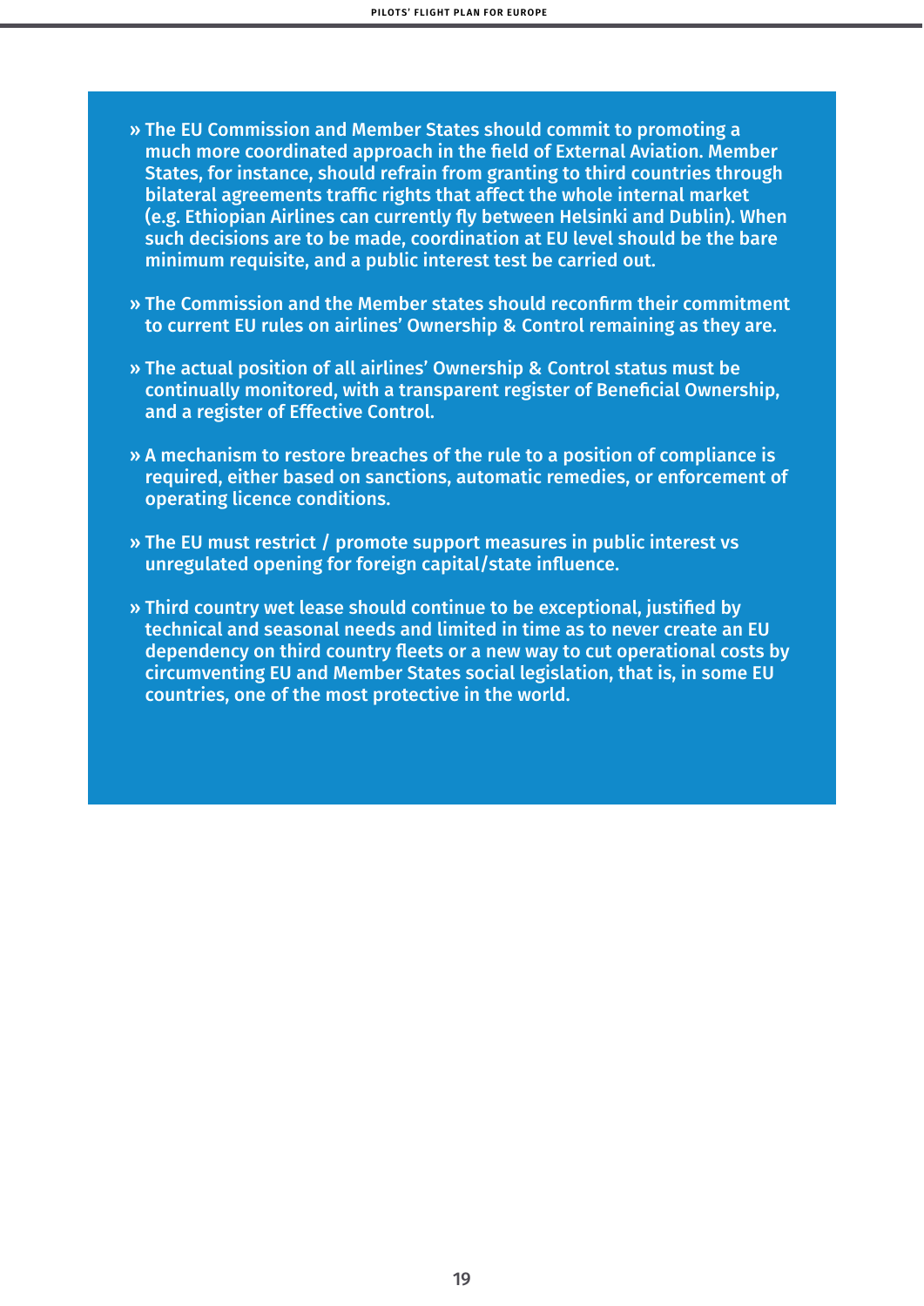- **The EU Commission and Member States should commit to promoting a much more coordinated approach in the field of External Aviation. Member States, for instance, should refrain from granting to third countries through bilateral agreements traffic rights that affect the whole internal market (e.g. Ethiopian Airlines can currently fly between Helsinki and Dublin). When such decisions are to be made, coordination at EU level should be the bare minimum requisite, and a public interest test be carried out.**

- **The Commission and the Member states should reconfirm their commitment to current EU rules on airlines' Ownership & Control remaining as they are.**

- **The actual position of all airlines' Ownership & Control status must be continually monitored, with a transparent register of Beneficial Ownership, and a register of Effective Control.**

- **A mechanism to restore breaches of the rule to a position of compliance is required, either based on sanctions, automatic remedies, or enforcement of operating licence conditions.**

- **The EU must restrict / promote support measures in public interest vs unregulated opening for foreign capital/state influence.**

- **Third country wet lease should continue to be exceptional, justified by technical and seasonal needs and limited in time as to never create an EU dependency on third country fleets or a new way to cut operational costs by circumventing EU and Member States social legislation, that is, in some EU countries, one of the most protective in the world.**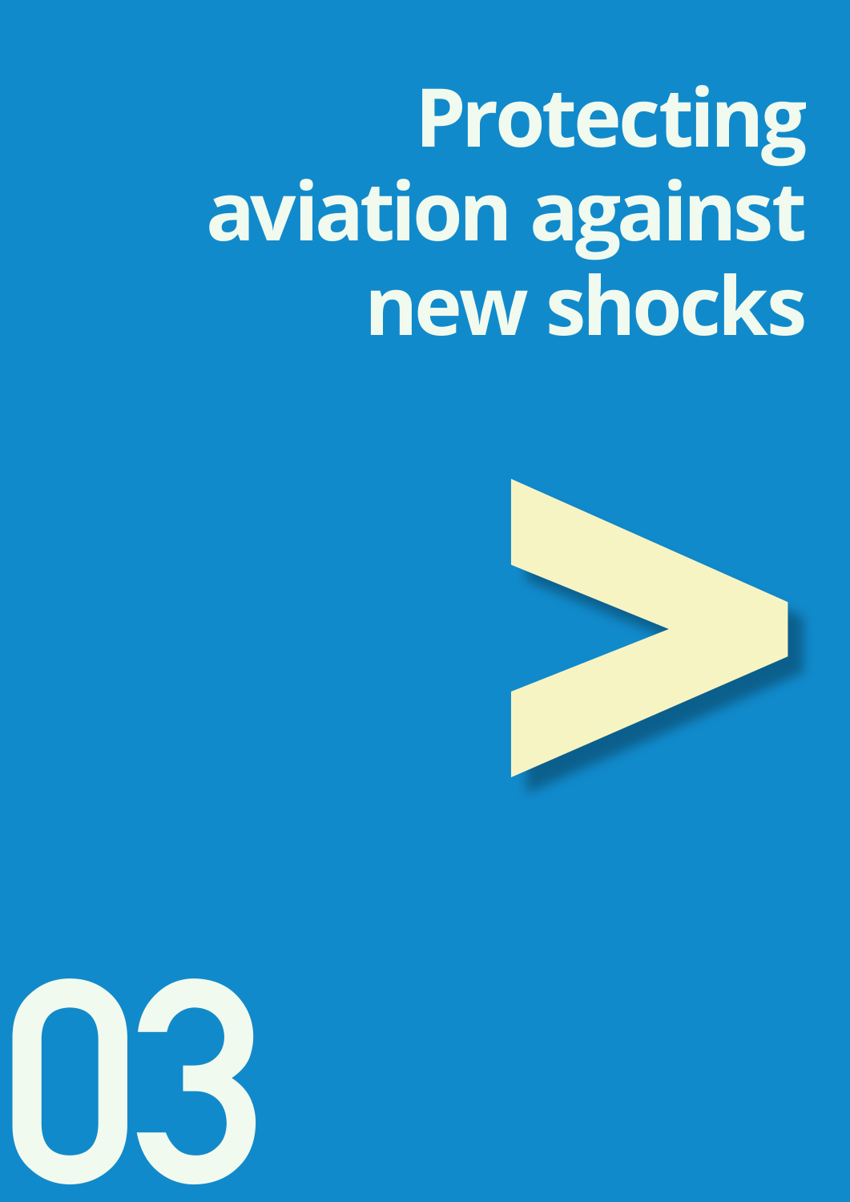# Protecting aviation against new shocks

03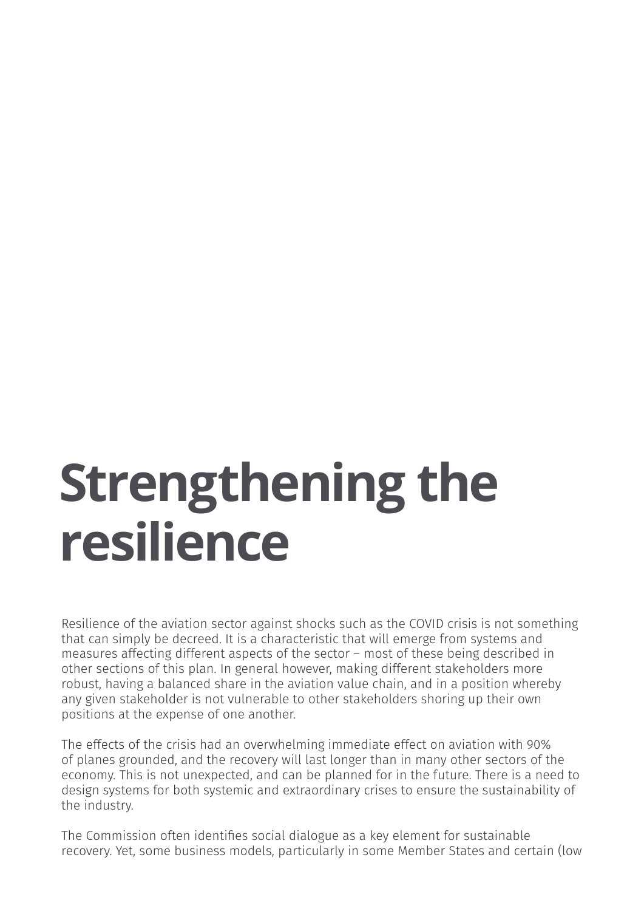# Strengthening the resilience

Resilience of the aviation sector against shocks such as the COVID crisis is not something that can simply be decreed. It is a characteristic that will emerge from systems and measures affecting different aspects of the sector – most of these being described in other sections of this plan. In general however, making different stakeholders more robust, having a balanced share in the aviation value chain, and in a position whereby any given stakeholder is not vulnerable to other stakeholders shoring up their own positions at the expense of one another.

The effects of the crisis had an overwhelming immediate effect on aviation with 90% of planes grounded, and the recovery will last longer than in many other sectors of the economy. This is not unexpected, and can be planned for in the future. There is a need to design systems for both systemic and extraordinary crises to ensure the sustainability of the industry.

The Commission often identifies social dialogue as a key element for sustainable recovery. Yet, some business models, particularly in some Member States and certain (low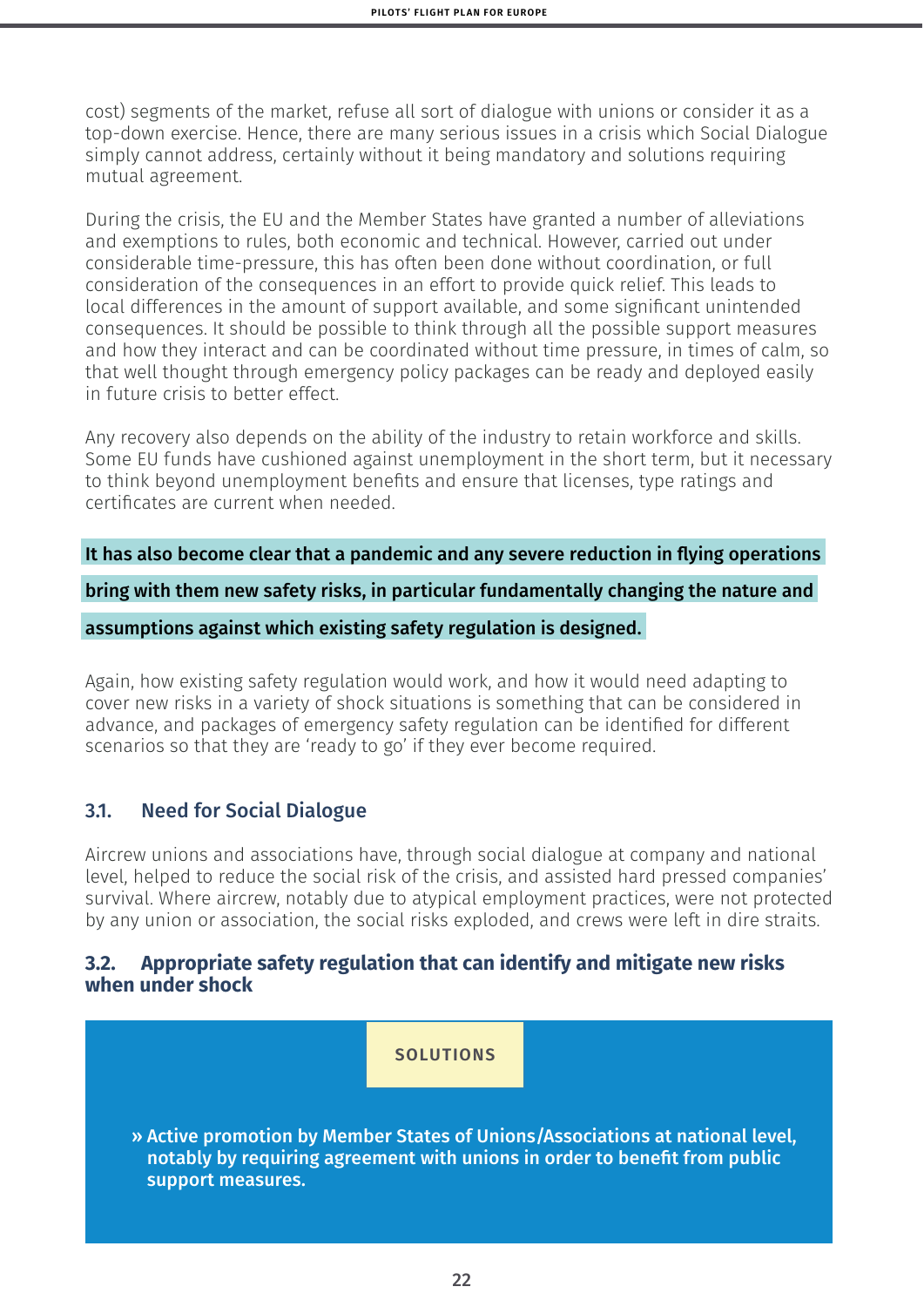cost) segments of the market, refuse all sort of dialogue with unions or consider it as a top-down exercise. Hence, there are many serious issues in a crisis which Social Dialogue simply cannot address, certainly without it being mandatory and solutions requiring mutual agreement.

During the crisis, the EU and the Member States have granted a number of alleviations and exemptions to rules, both economic and technical. However, carried out under considerable time-pressure, this has often been done without coordination, or full consideration of the consequences in an effort to provide quick relief. This leads to local differences in the amount of support available, and some significant unintended consequences. It should be possible to think through all the possible support measures and how they interact and can be coordinated without time pressure, in times of calm, so that well thought through emergency policy packages can be ready and deployed easily in future crisis to better effect.

Any recovery also depends on the ability of the industry to retain workforce and skills. Some EU funds have cushioned against unemployment in the short term, but it necessary to think beyond unemployment benefits and ensure that licenses, type ratings and certificates are current when needed.

**It has also become clear that a pandemic and any severe reduction in flying operations bring with them new safety risks, in particular fundamentally changing the nature and assumptions against which existing safety regulation is designed.**

Again, how existing safety regulation would work, and how it would need adapting to cover new risks in a variety of shock situations is something that can be considered in advance, and packages of emergency safety regulation can be identified for different scenarios so that they are 'ready to go' if they ever become required.

### 3.1. Need for Social Dialogue

Aircrew unions and associations have, through social dialogue at company and national level, helped to reduce the social risk of the crisis, and assisted hard pressed companies' survival. Where aircrew, notably due to atypical employment practices, were not protected by any union or association, the social risks exploded, and crews were left in dire straits.

### 3.2. Appropriate safety regulation that can identify and mitigate new risks when under shock

**SOLUTIONS**

- **Active promotion by Member States of Unions/Associations at national level, notably by requiring agreement with unions in order to benefit from public support measures.**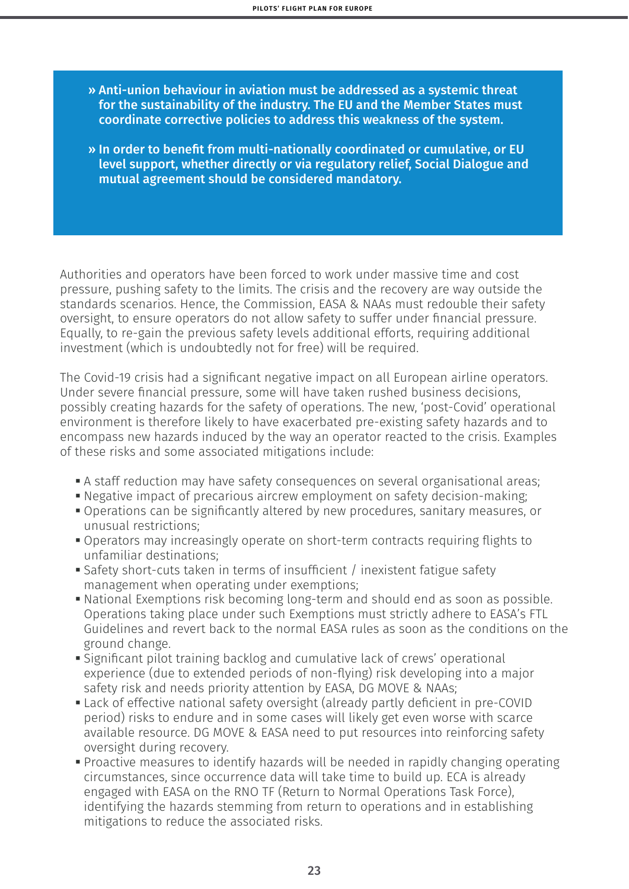> **» Anti-union behaviour in aviation must be addressed as a systemic threat for the sustainability of the industry. The EU and the Member States must coordinate corrective policies to address this weakness of the system.**
>
> **» In order to benefit from multi-nationally coordinated or cumulative, or EU level support, whether directly or via regulatory relief, Social Dialogue and mutual agreement should be considered mandatory.**

Authorities and operators have been forced to work under massive time and cost pressure, pushing safety to the limits. The crisis and the recovery are way outside the standards scenarios. Hence, the Commission, EASA & NAAs must redouble their safety oversight, to ensure operators do not allow safety to suffer under financial pressure. Equally, to re-gain the previous safety levels additional efforts, requiring additional investment (which is undoubtedly not for free) will be required.

The Covid-19 crisis had a significant negative impact on all European airline operators. Under severe financial pressure, some will have taken rushed business decisions, possibly creating hazards for the safety of operations. The new, 'post-Covid' operational environment is therefore likely to have exacerbated pre-existing safety hazards and to encompass new hazards induced by the way an operator reacted to the crisis. Examples of these risks and some associated mitigations include:

- A staff reduction may have safety consequences on several organisational areas;
- Negative impact of precarious aircrew employment on safety decision-making;
- Operations can be significantly altered by new procedures, sanitary measures, or unusual restrictions;
- Operators may increasingly operate on short-term contracts requiring flights to unfamiliar destinations;
- Safety short-cuts taken in terms of insufficient / inexistent fatigue safety management when operating under exemptions;
- National Exemptions risk becoming long-term and should end as soon as possible. Operations taking place under such Exemptions must strictly adhere to EASA's FTL Guidelines and revert back to the normal EASA rules as soon as the conditions on the ground change.
- Significant pilot training backlog and cumulative lack of crews' operational experience (due to extended periods of non-flying) risk developing into a major safety risk and needs priority attention by EASA, DG MOVE & NAAs;
- Lack of effective national safety oversight (already partly deficient in pre-COVID period) risks to endure and in some cases will likely get even worse with scarce available resource. DG MOVE & EASA need to put resources into reinforcing safety oversight during recovery.
- Proactive measures to identify hazards will be needed in rapidly changing operating circumstances, since occurrence data will take time to build up. ECA is already engaged with EASA on the RNO TF (Return to Normal Operations Task Force), identifying the hazards stemming from return to operations and in establishing mitigations to reduce the associated risks.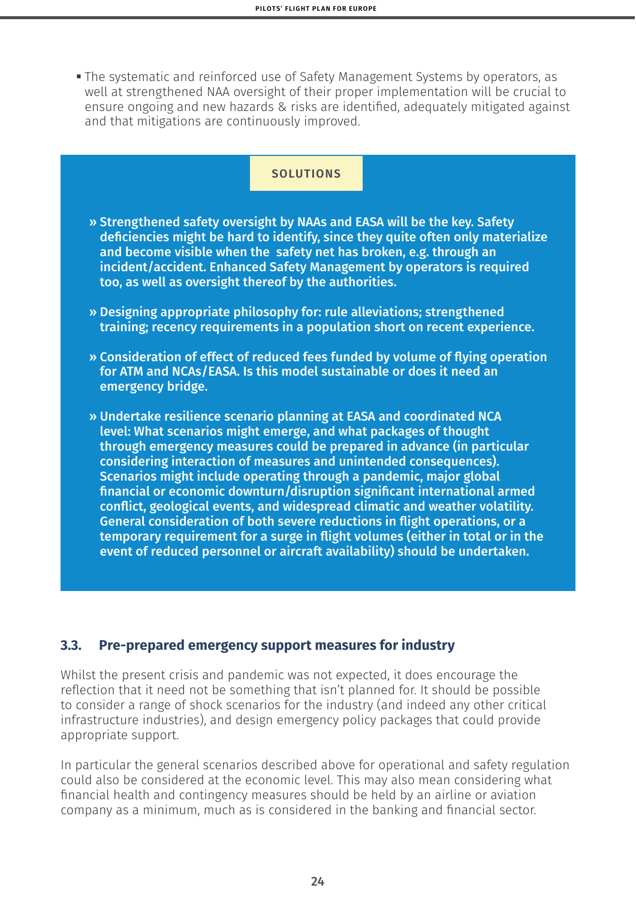- The systematic and reinforced use of Safety Management Systems by operators, as well at strengthened NAA oversight of their proper implementation will be crucial to ensure ongoing and new hazards & risks are identified, adequately mitigated against and that mitigations are continuously improved.

**SOLUTIONS**

- **Strengthened safety oversight by NAAs and EASA will be the key. Safety deficiencies might be hard to identify, since they quite often only materialize and become visible when the safety net has broken, e.g. through an incident/accident. Enhanced Safety Management by operators is required too, as well as oversight thereof by the authorities.**
- **Designing appropriate philosophy for: rule alleviations; strengthened training; recency requirements in a population short on recent experience.**
- **Consideration of effect of reduced fees funded by volume of flying operation for ATM and NCAs/EASA. Is this model sustainable or does it need an emergency bridge.**
- **Undertake resilience scenario planning at EASA and coordinated NCA level: What scenarios might emerge, and what packages of thought through emergency measures could be prepared in advance (in particular considering interaction of measures and unintended consequences). Scenarios might include operating through a pandemic, major global financial or economic downturn/disruption significant international armed conflict, geological events, and widespread climatic and weather volatility. General consideration of both severe reductions in flight operations, or a temporary requirement for a surge in flight volumes (either in total or in the event of reduced personnel or aircraft availability) should be undertaken.**

## 3.3. Pre-prepared emergency support measures for industry

Whilst the present crisis and pandemic was not expected, it does encourage the reflection that it need not be something that isn't planned for. It should be possible to consider a range of shock scenarios for the industry (and indeed any other critical infrastructure industries), and design emergency policy packages that could provide appropriate support.

In particular the general scenarios described above for operational and safety regulation could also be considered at the economic level. This may also mean considering what financial health and contingency measures should be held by an airline or aviation company as a minimum, much as is considered in the banking and financial sector.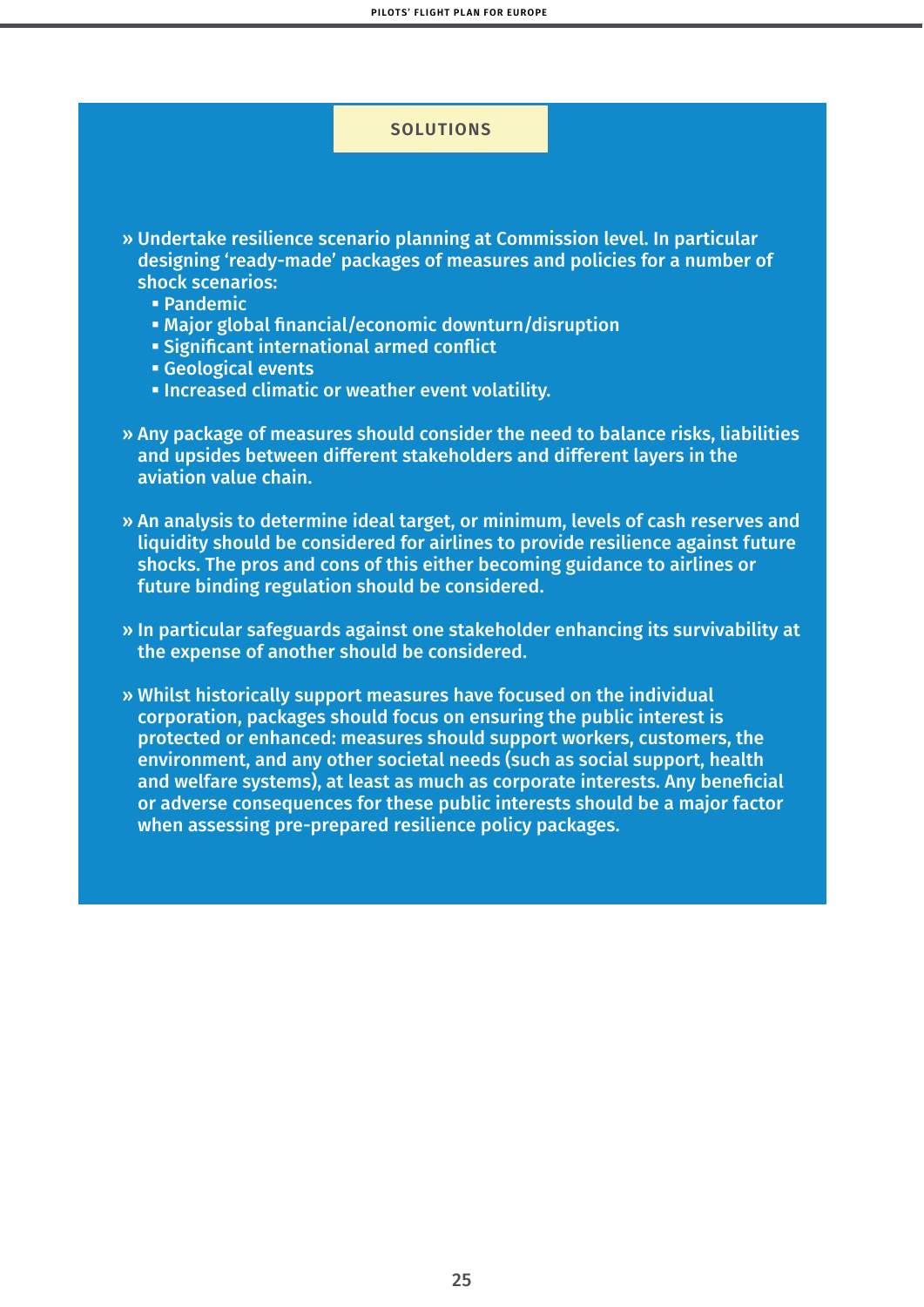## SOLUTIONS

» Undertake resilience scenario planning at Commission level. In particular designing 'ready-made' packages of measures and policies for a number of shock scenarios:

- Pandemic
- Major global financial/economic downturn/disruption
- Significant international armed conflict
- Geological events
- Increased climatic or weather event volatility.

» Any package of measures should consider the need to balance risks, liabilities and upsides between different stakeholders and different layers in the aviation value chain.

» An analysis to determine ideal target, or minimum, levels of cash reserves and liquidity should be considered for airlines to provide resilience against future shocks. The pros and cons of this either becoming guidance to airlines or future binding regulation should be considered.

» In particular safeguards against one stakeholder enhancing its survivability at the expense of another should be considered.

» Whilst historically support measures have focused on the individual corporation, packages should focus on ensuring the public interest is protected or enhanced: measures should support workers, customers, the environment, and any other societal needs (such as social support, health and welfare systems), at least as much as corporate interests. Any beneficial or adverse consequences for these public interests should be a major factor when assessing pre-prepared resilience policy packages.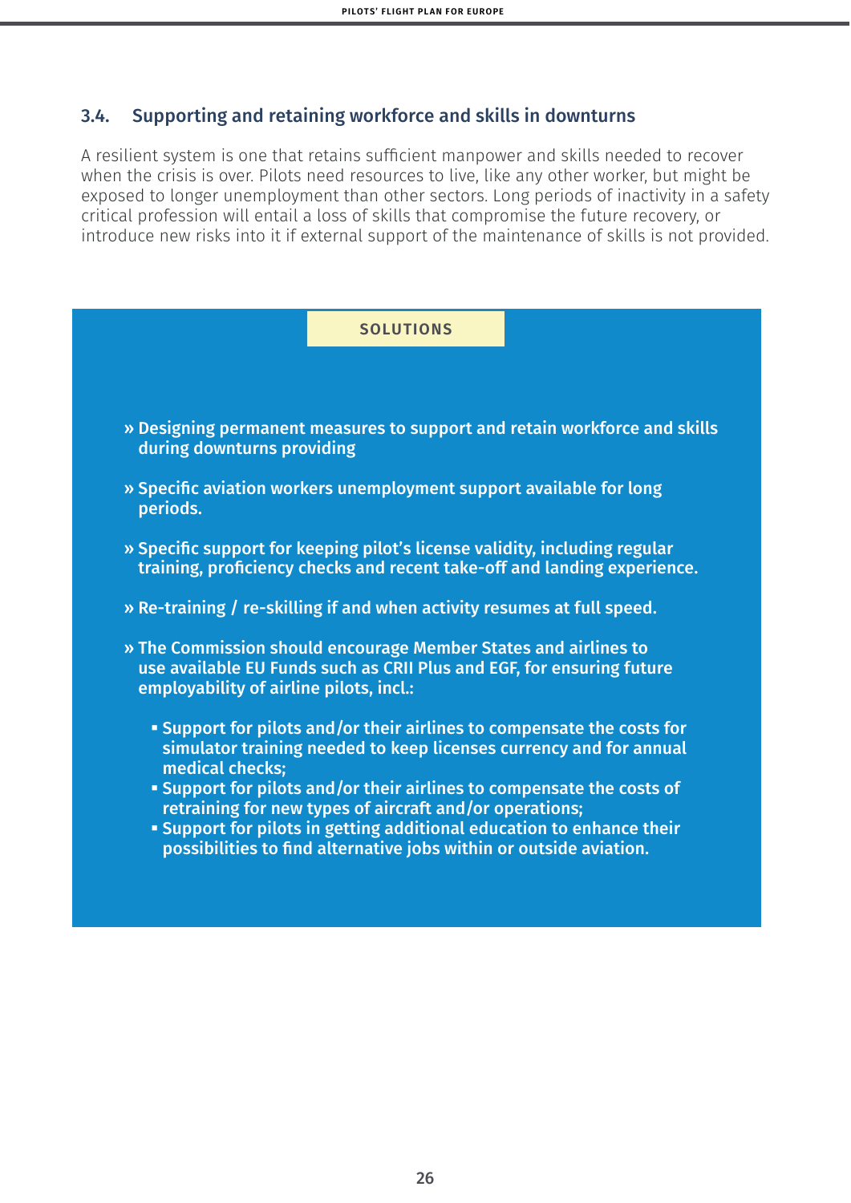### 3.4. Supporting and retaining workforce and skills in downturns

A resilient system is one that retains sufficient manpower and skills needed to recover when the crisis is over. Pilots need resources to live, like any other worker, but might be exposed to longer unemployment than other sectors. Long periods of inactivity in a safety critical profession will entail a loss of skills that compromise the future recovery, or introduce new risks into it if external support of the maintenance of skills is not provided.

**SOLUTIONS**

- **Designing permanent measures to support and retain workforce and skills during downturns providing**
- **Specific aviation workers unemployment support available for long periods.**
- **Specific support for keeping pilot's license validity, including regular training, proficiency checks and recent take-off and landing experience.**
- **Re-training / re-skilling if and when activity resumes at full speed.**
- **The Commission should encourage Member States and airlines to use available EU Funds such as CRII Plus and EGF, for ensuring future employability of airline pilots, incl.:**
  - **Support for pilots and/or their airlines to compensate the costs for simulator training needed to keep licenses currency and for annual medical checks;**
  - **Support for pilots and/or their airlines to compensate the costs of retraining for new types of aircraft and/or operations;**
  - **Support for pilots in getting additional education to enhance their possibilities to find alternative jobs within or outside aviation.**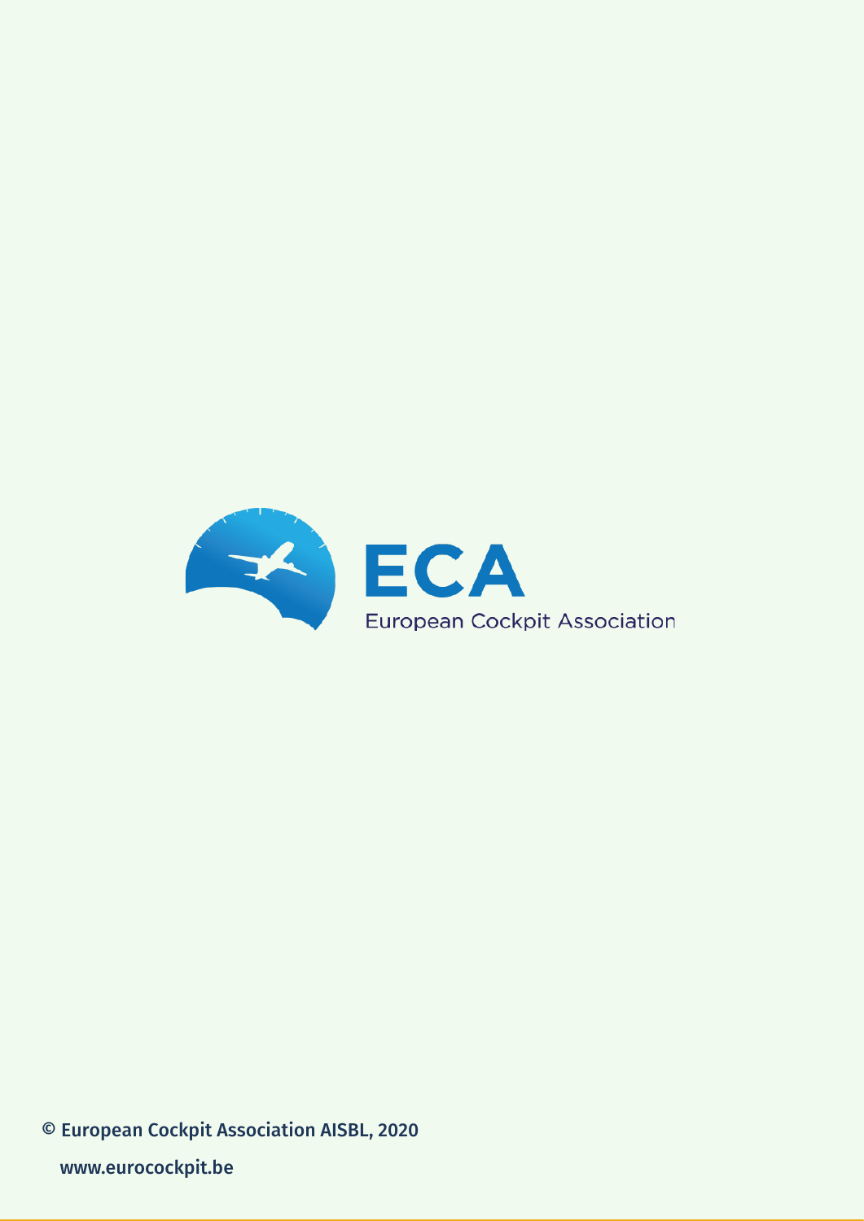ECA

European Cockpit Association

© European Cockpit Association AISBL, 2020

www.eurocockpit.be